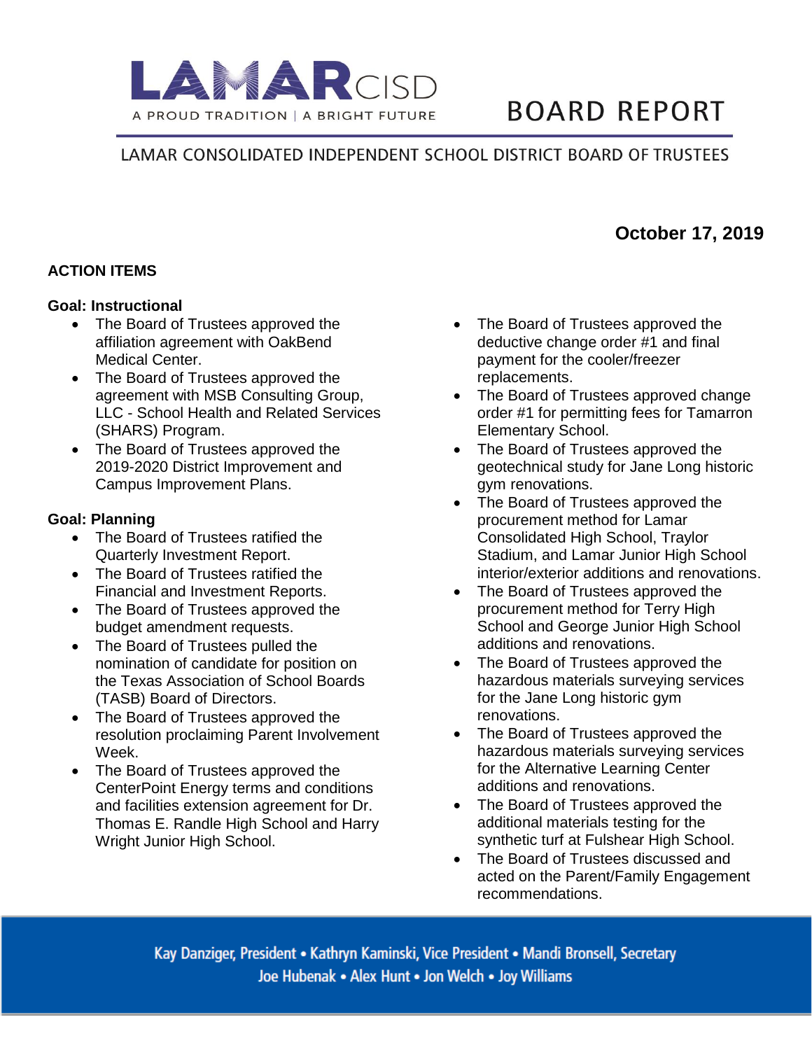LAMAR CISD

A PROUD TRADITION | A BRIGHT FUTURE

# BOARD REPORT

LAMAR CONSOLIDATED INDEPENDENT SCHOOL DISTRICT BOARD OF TRUSTEES

**October 17, 2019**

## ACTION ITEMS

### Goal: Instructional

- The Board of Trustees approved the affiliation agreement with OakBend Medical Center.
- The Board of Trustees approved the agreement with MSB Consulting Group, LLC - School Health and Related Services (SHARS) Program.
- The Board of Trustees approved the 2019-2020 District Improvement and Campus Improvement Plans.

### Goal: Planning

- The Board of Trustees ratified the Quarterly Investment Report.
- The Board of Trustees ratified the Financial and Investment Reports.
- The Board of Trustees approved the budget amendment requests.
- The Board of Trustees pulled the nomination of candidate for position on the Texas Association of School Boards (TASB) Board of Directors.
- The Board of Trustees approved the resolution proclaiming Parent Involvement Week.
- The Board of Trustees approved the CenterPoint Energy terms and conditions and facilities extension agreement for Dr. Thomas E. Randle High School and Harry Wright Junior High School.
- The Board of Trustees approved the deductive change order #1 and final payment for the cooler/freezer replacements.
- The Board of Trustees approved change order #1 for permitting fees for Tamarron Elementary School.
- The Board of Trustees approved the geotechnical study for Jane Long historic gym renovations.
- The Board of Trustees approved the procurement method for Lamar Consolidated High School, Traylor Stadium, and Lamar Junior High School interior/exterior additions and renovations.
- The Board of Trustees approved the procurement method for Terry High School and George Junior High School additions and renovations.
- The Board of Trustees approved the hazardous materials surveying services for the Jane Long historic gym renovations.
- The Board of Trustees approved the hazardous materials surveying services for the Alternative Learning Center additions and renovations.
- The Board of Trustees approved the additional materials testing for the synthetic turf at Fulshear High School.
- The Board of Trustees discussed and acted on the Parent/Family Engagement recommendations.

Kay Danziger, President • Kathryn Kaminski, Vice President • Mandi Bronsell, Secretary
Joe Hubenak • Alex Hunt • Jon Welch • Joy Williams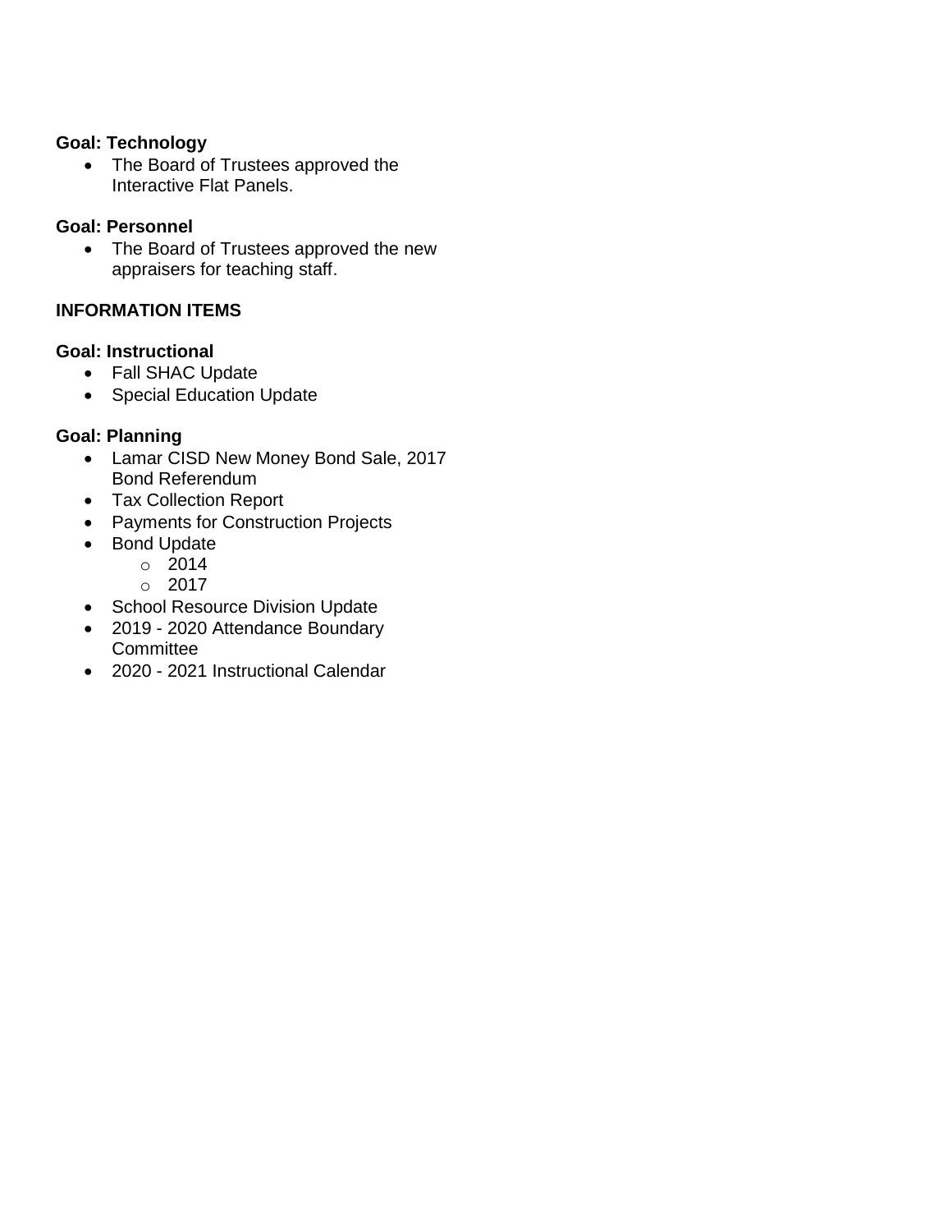**Goal: Technology**

- The Board of Trustees approved the Interactive Flat Panels.

**Goal: Personnel**

- The Board of Trustees approved the new appraisers for teaching staff.

**INFORMATION ITEMS**

**Goal: Instructional**

- Fall SHAC Update
- Special Education Update

**Goal: Planning**

- Lamar CISD New Money Bond Sale, 2017 Bond Referendum
- Tax Collection Report
- Payments for Construction Projects
- Bond Update
  - 2014
  - 2017
- School Resource Division Update
- 2019 - 2020 Attendance Boundary Committee
- 2020 - 2021 Instructional Calendar